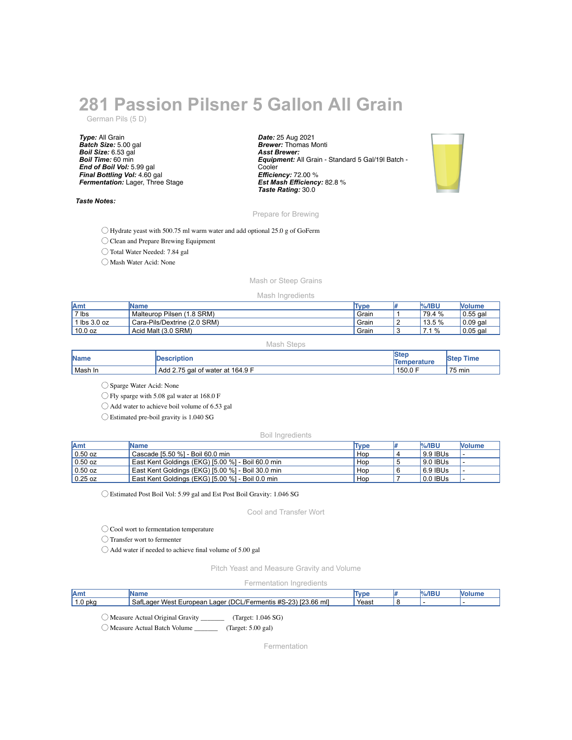# 281 Passion Pilsner 5 Gallon All Grain

German Pils (5 D)

***Type:*** All Grain
***Batch Size:*** 5.00 gal
***Boil Size:*** 6.53 gal
***Boil Time:*** 60 min
***End of Boil Vol:*** 5.99 gal
***Final Bottling Vol:*** 4.60 gal
***Fermentation:*** Lager, Three Stage

***Date:*** 25 Aug 2021
***Brewer:*** Thomas Monti
***Asst Brewer:***
***Equipment:*** All Grain - Standard 5 Gal/19l Batch - Cooler
***Efficiency:*** 72.00 %
***Est Mash Efficiency:*** 82.8 %
***Taste Rating:*** 30.0

***Taste Notes:***

## Prepare for Brewing

- ◯ Hydrate yeast with 500.75 ml warm water and add optional 25.0 g of GoFerm
- ◯ Clean and Prepare Brewing Equipment
- ◯ Total Water Needed: 7.84 gal
- ◯ Mash Water Acid: None

## Mash or Steep Grains

### Mash Ingredients

| Amt | Name | Type | # | %/IBU | Volume |
|---|---|---|---|---|---|
| 7 lbs | Malteurop Pilsen (1.8 SRM) | Grain | 1 | 79.4 % | 0.55 gal |
| 1 lbs 3.0 oz | Cara-Pils/Dextrine (2.0 SRM) | Grain | 2 | 13.5 % | 0.09 gal |
| 10.0 oz | Acid Malt (3.0 SRM) | Grain | 3 | 7.1 % | 0.05 gal |

### Mash Steps

| Name | Description | Step Temperature | Step Time |
|---|---|---|---|
| Mash In | Add 2.75 gal of water at 164.9 F | 150.0 F | 75 min |

- ◯ Sparge Water Acid: None
- ◯ Fly sparge with 5.08 gal water at 168.0 F
- ◯ Add water to achieve boil volume of 6.53 gal
- ◯ Estimated pre-boil gravity is 1.040 SG

### Boil Ingredients

| Amt | Name | Type | # | %/IBU | Volume |
|---|---|---|---|---|---|
| 0.50 oz | Cascade [5.50 %] - Boil 60.0 min | Hop | 4 | 9.9 IBUs | - |
| 0.50 oz | East Kent Goldings (EKG) [5.00 %] - Boil 60.0 min | Hop | 5 | 9.0 IBUs | - |
| 0.50 oz | East Kent Goldings (EKG) [5.00 %] - Boil 30.0 min | Hop | 6 | 6.9 IBUs | - |
| 0.25 oz | East Kent Goldings (EKG) [5.00 %] - Boil 0.0 min | Hop | 7 | 0.0 IBUs | - |

- ◯ Estimated Post Boil Vol: 5.99 gal and Est Post Boil Gravity: 1.046 SG

## Cool and Transfer Wort

- ◯ Cool wort to fermentation temperature
- ◯ Transfer wort to fermenter
- ◯ Add water if needed to achieve final volume of 5.00 gal

## Pitch Yeast and Measure Gravity and Volume

### Fermentation Ingredients

| Amt | Name | Type | # | %/IBU | Volume |
|---|---|---|---|---|---|
| 1.0 pkg | SafLager West European Lager (DCL/Fermentis #S-23) [23.66 ml] | Yeast | 8 | - | - |

- ◯ Measure Actual Original Gravity _______ (Target: 1.046 SG)
- ◯ Measure Actual Batch Volume _______ (Target: 5.00 gal)

## Fermentation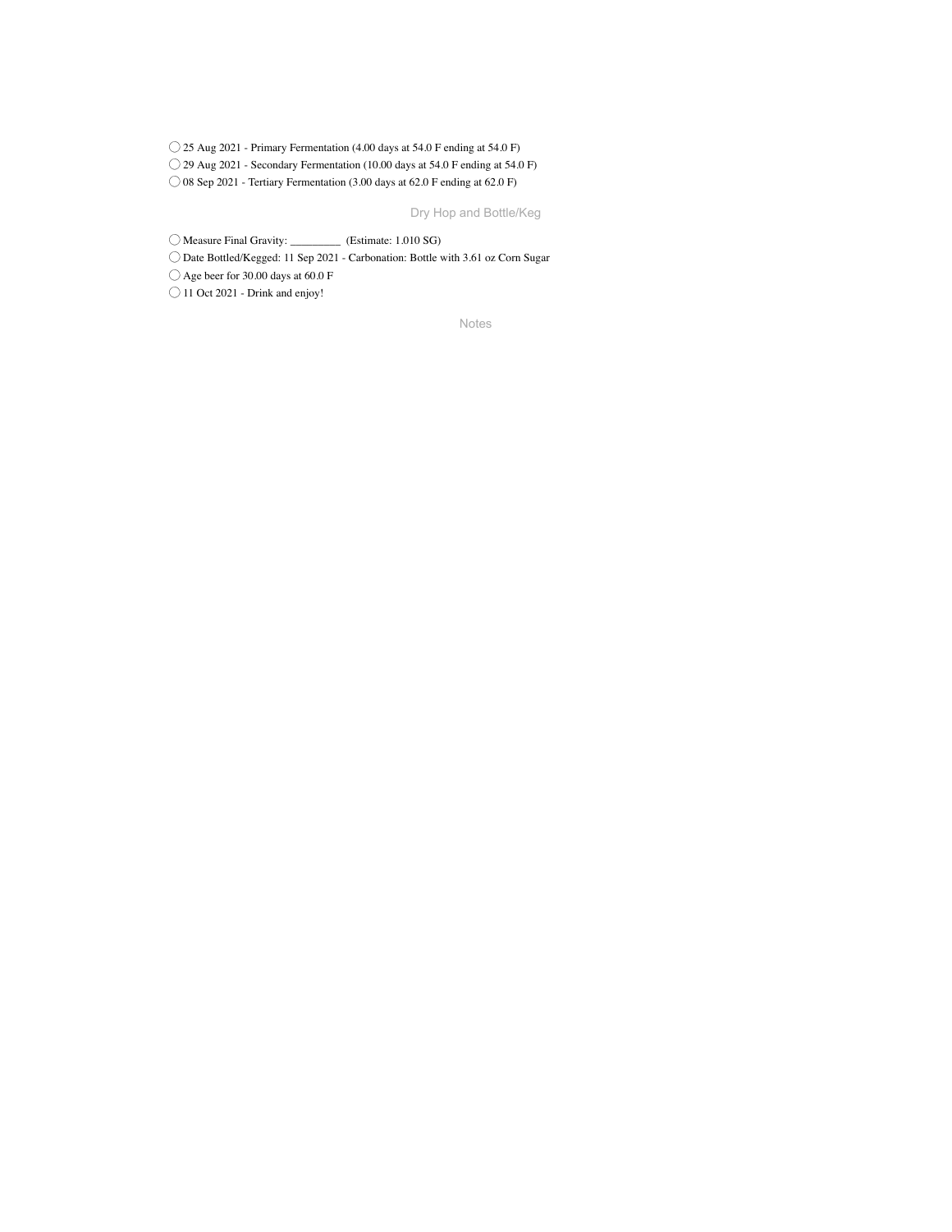- ◯ 25 Aug 2021 - Primary Fermentation (4.00 days at 54.0 F ending at 54.0 F)
- ◯ 29 Aug 2021 - Secondary Fermentation (10.00 days at 54.0 F ending at 54.0 F)
- ◯ 08 Sep 2021 - Tertiary Fermentation (3.00 days at 62.0 F ending at 62.0 F)

## Dry Hop and Bottle/Keg

- ◯ Measure Final Gravity: _________ (Estimate: 1.010 SG)
- ◯ Date Bottled/Kegged: 11 Sep 2021 - Carbonation: Bottle with 3.61 oz Corn Sugar
- ◯ Age beer for 30.00 days at 60.0 F
- ◯ 11 Oct 2021 - Drink and enjoy!

## Notes